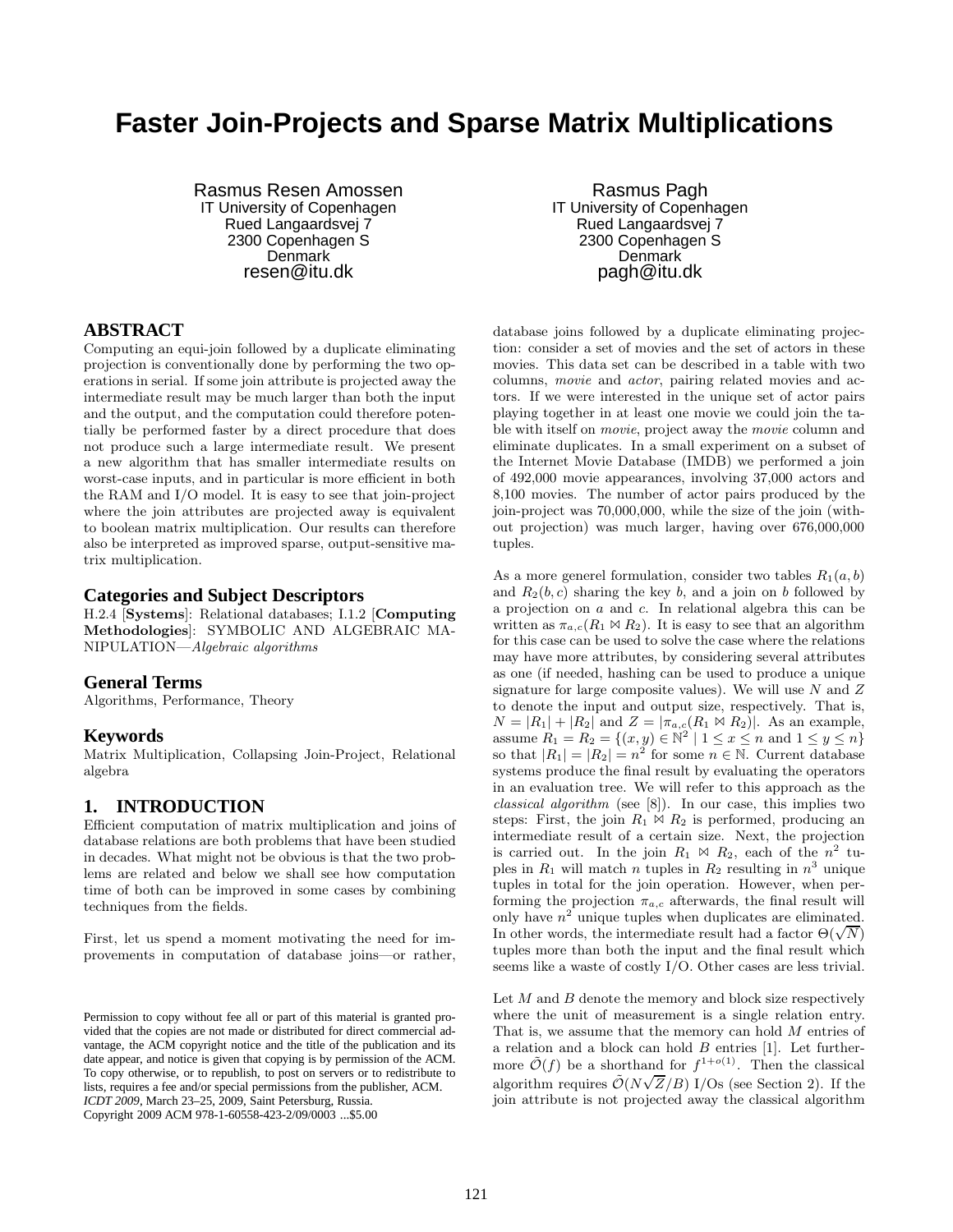# Faster Join-Projects and Sparse Matrix Multiplications

Rasmus Resen Amossen
IT University of Copenhagen
Rued Langaardsvej 7
2300 Copenhagen S
Denmark
resen@itu.dk

Rasmus Pagh
IT University of Copenhagen
Rued Langaardsvej 7
2300 Copenhagen S
Denmark
pagh@itu.dk

## ABSTRACT

Computing an equi-join followed by a duplicate eliminating projection is conventionally done by performing the two operations in serial. If some join attribute is projected away the intermediate result may be much larger than both the input and the output, and the computation could therefore potentially be performed faster by a direct procedure that does not produce such a large intermediate result. We present a new algorithm that has smaller intermediate results on worst-case inputs, and in particular is more efficient in both the RAM and I/O model. It is easy to see that join-project where the join attributes are projected away is equivalent to boolean matrix multiplication. Our results can therefore also be interpreted as improved sparse, output-sensitive matrix multiplication.

### Categories and Subject Descriptors

H.2.4 [**Systems**]: Relational databases; I.1.2 [**Computing Methodologies**]: SYMBOLIC AND ALGEBRAIC MANIPULATION—*Algebraic algorithms*

### General Terms

Algorithms, Performance, Theory

### Keywords

Matrix Multiplication, Collapsing Join-Project, Relational algebra

## 1. INTRODUCTION

Efficient computation of matrix multiplication and joins of database relations are both problems that have been studied in decades. What might not be obvious is that the two problems are related and below we shall see how computation time of both can be improved in some cases by combining techniques from the fields.

First, let us spend a moment motivating the need for improvements in computation of database joins—or rather, database joins followed by a duplicate eliminating projection: consider a set of movies and the set of actors in these movies. This data set can be described in a table with two columns, *movie* and *actor*, pairing related movies and actors. If we were interested in the unique set of actor pairs playing together in at least one movie we could join the table with itself on *movie*, project away the *movie* column and eliminate duplicates. In a small experiment on a subset of the Internet Movie Database (IMDB) we performed a join of 492,000 movie appearances, involving 37,000 actors and 8,100 movies. The number of actor pairs produced by the join-project was 70,000,000, while the size of the join (without projection) was much larger, having over 676,000,000 tuples.

As a more generel formulation, consider two tables $R_1(a, b)$ and $R_2(b, c)$ sharing the key $b$, and a join on $b$ followed by a projection on $a$ and $c$. In relational algebra this can be written as $\pi_{a,c}(R_1 \bowtie R_2)$. It is easy to see that an algorithm for this case can be used to solve the case where the relations may have more attributes, by considering several attributes as one (if needed, hashing can be used to produce a unique signature for large composite values). We will use $N$ and $Z$ to denote the input and output size, respectively. That is, $N = |R_1| + |R_2|$ and $Z = |\pi_{a,c}(R_1 \bowtie R_2)|$. As an example, assume $R_1 = R_2 = \{(x, y) \in \mathbb{N}^2 \mid 1 \leq x \leq n \text{ and } 1 \leq y \leq n\}$ so that $|R_1| = |R_2| = n^2$ for some $n \in \mathbb{N}$. Current database systems produce the final result by evaluating the operators in an evaluation tree. We will refer to this approach as the *classical algorithm* (see [8]). In our case, this implies two steps: First, the join $R_1 \bowtie R_2$ is performed, producing an intermediate result of a certain size. Next, the projection is carried out. In the join $R_1 \bowtie R_2$, each of the $n^2$ tuples in $R_1$ will match $n$ tuples in $R_2$ resulting in $n^3$ unique tuples in total for the join operation. However, when performing the projection $\pi_{a,c}$ afterwards, the final result will only have $n^2$ unique tuples when duplicates are eliminated. In other words, the intermediate result had a factor $\Theta(\sqrt{N})$ tuples more than both the input and the final result which seems like a waste of costly I/O. Other cases are less trivial.

Let $M$ and $B$ denote the memory and block size respectively where the unit of measurement is a single relation entry. That is, we assume that the memory can hold $M$ entries of a relation and a block can hold $B$ entries [1]. Let furthermore $\tilde{\mathcal{O}}(f)$ be a shorthand for $f^{1+o(1)}$. Then the classical algorithm requires $\tilde{\mathcal{O}}(N\sqrt{Z}/B)$ I/Os (see Section 2). If the join attribute is not projected away the classical algorithm

Permission to copy without fee all or part of this material is granted provided that the copies are not made or distributed for direct commercial advantage, the ACM copyright notice and the title of the publication and its date appear, and notice is given that copying is by permission of the ACM. To copy otherwise, or to republish, to post on servers or to redistribute to lists, requires a fee and/or special permissions from the publisher, ACM.
*ICDT 2009*, March 23–25, 2009, Saint Petersburg, Russia.
Copyright 2009 ACM 978-1-60558-423-2/09/0003 ...$5.00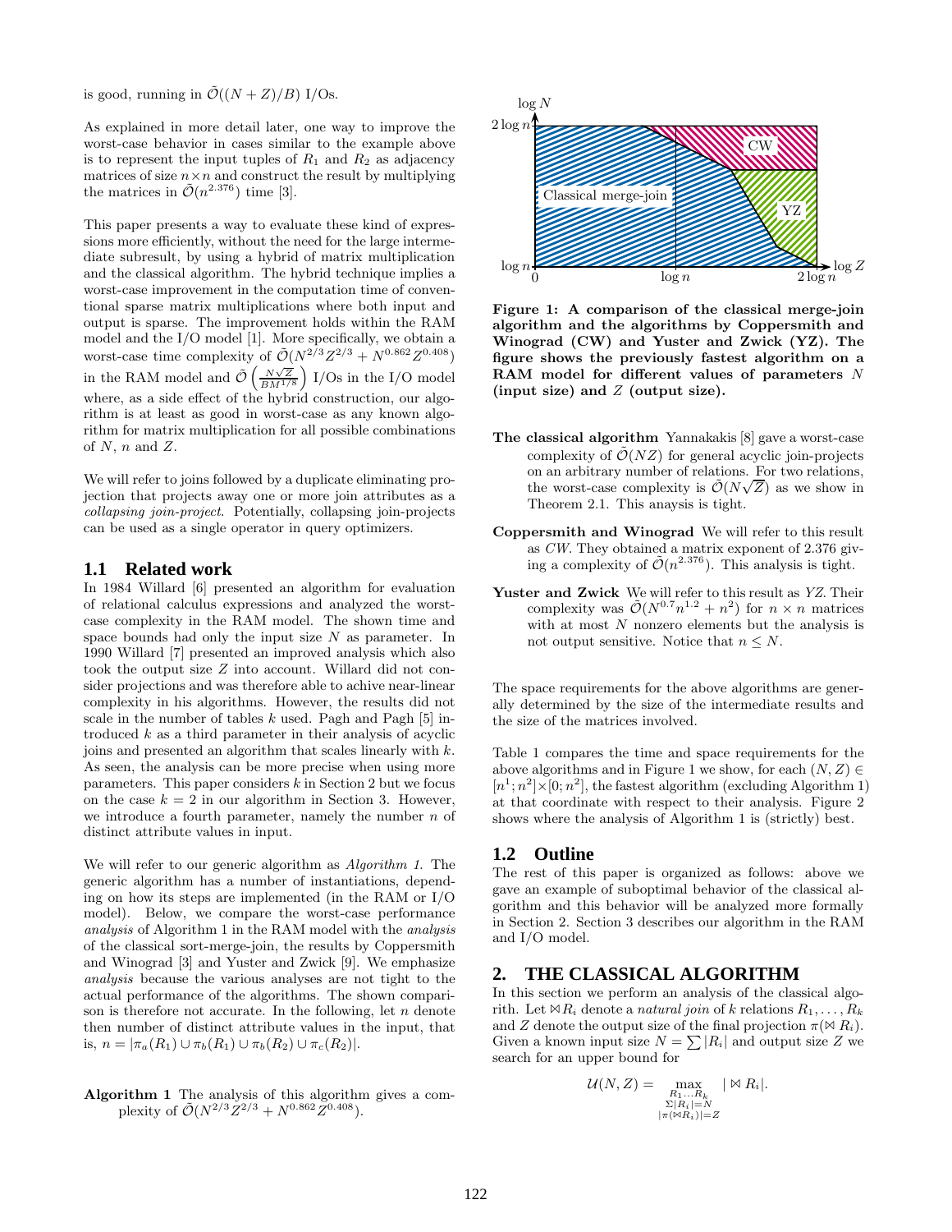is good, running in $\tilde{\mathcal{O}}((N+Z)/B)$ I/Os.

As explained in more detail later, one way to improve the worst-case behavior in cases similar to the example above is to represent the input tuples of $R_1$ and $R_2$ as adjacency matrices of size $n \times n$ and construct the result by multiplying the matrices in $\tilde{\mathcal{O}}(n^{2.376})$ time [3].

This paper presents a way to evaluate these kind of expressions more efficiently, without the need for the large intermediate subresult, by using a hybrid of matrix multiplication and the classical algorithm. The hybrid technique implies a worst-case improvement in the computation time of conventional sparse matrix multiplications where both input and output is sparse. The improvement holds within the RAM model and the I/O model [1]. More specifically, we obtain a worst-case time complexity of $\tilde{\mathcal{O}}(N^{2/3}Z^{2/3} + N^{0.862}Z^{0.408})$ in the RAM model and $\tilde{\mathcal{O}}\left(\frac{N\sqrt{Z}}{BM^{1/8}}\right)$ I/Os in the I/O model where, as a side effect of the hybrid construction, our algorithm is at least as good in worst-case as any known algorithm for matrix multiplication for all possible combinations of $N$, $n$ and $Z$.

We will refer to joins followed by a duplicate eliminating projection that projects away one or more join attributes as a *collapsing join-project*. Potentially, collapsing join-projects can be used as a single operator in query optimizers.

## 1.1 Related work

In 1984 Willard [6] presented an algorithm for evaluation of relational calculus expressions and analyzed the worst-case complexity in the RAM model. The shown time and space bounds had only the input size $N$ as parameter. In 1990 Willard [7] presented an improved analysis which also took the output size $Z$ into account. Willard did not consider projections and was therefore able to achive near-linear complexity in his algorithms. However, the results did not scale in the number of tables $k$ used. Pagh and Pagh [5] introduced $k$ as a third parameter in their analysis of acyclic joins and presented an algorithm that scales linearly with $k$. As seen, the analysis can be more precise when using more parameters. This paper considers $k$ in Section 2 but we focus on the case $k = 2$ in our algorithm in Section 3. However, we introduce a fourth parameter, namely the number $n$ of distinct attribute values in input.

We will refer to our generic algorithm as *Algorithm 1*. The generic algorithm has a number of instantiations, depending on how its steps are implemented (in the RAM or I/O model). Below, we compare the worst-case performance *analysis* of Algorithm 1 in the RAM model with the *analysis* of the classical sort-merge-join, the results by Coppersmith and Winograd [3] and Yuster and Zwick [9]. We emphasize *analysis* because the various analyses are not tight to the actual performance of the algorithms. The shown comparison is therefore not accurate. In the following, let $n$ denote then number of distinct attribute values in the input, that is, $n = |\pi_a(R_1) \cup \pi_b(R_1) \cup \pi_b(R_2) \cup \pi_c(R_2)|$.

**Algorithm 1** The analysis of this algorithm gives a complexity of $\tilde{\mathcal{O}}(N^{2/3}Z^{2/3} + N^{0.862}Z^{0.408})$.

**Figure 1: A comparison of the classical merge-join algorithm and the algorithms by Coppersmith and Winograd (CW) and Yuster and Zwick (YZ). The figure shows the previously fastest algorithm on a RAM model for different values of parameters $N$ (input size) and $Z$ (output size).**

**The classical algorithm** Yannakakis [8] gave a worst-case complexity of $\tilde{\mathcal{O}}(NZ)$ for general acyclic join-projects on an arbitrary number of relations. For two relations, the worst-case complexity is $\tilde{\mathcal{O}}(N\sqrt{Z})$ as we show in Theorem 2.1. This anaysis is tight.

**Coppersmith and Winograd** We will refer to this result as *CW*. They obtained a matrix exponent of 2.376 giving a complexity of $\tilde{\mathcal{O}}(n^{2.376})$. This analysis is tight.

**Yuster and Zwick** We will refer to this result as *YZ*. Their complexity was $\tilde{\mathcal{O}}(N^{0.7}n^{1.2} + n^2)$ for $n \times n$ matrices with at most $N$ nonzero elements but the analysis is not output sensitive. Notice that $n \leq N$.

The space requirements for the above algorithms are generally determined by the size of the intermediate results and the size of the matrices involved.

Table 1 compares the time and space requirements for the above algorithms and in Figure 1 we show, for each $(N, Z) \in [n^1; n^2] \times [0; n^2]$, the fastest algorithm (excluding Algorithm 1) at that coordinate with respect to their analysis. Figure 2 shows where the analysis of Algorithm 1 is (strictly) best.

## 1.2 Outline

The rest of this paper is organized as follows: above we gave an example of suboptimal behavior of the classical algorithm and this behavior will be analyzed more formally in Section 2. Section 3 describes our algorithm in the RAM and I/O model.

# 2. THE CLASSICAL ALGORITHM

In this section we perform an analysis of the classical algorithm. Let $\bowtie R_i$ denote a *natural join* of $k$ relations $R_1, \ldots, R_k$ and $Z$ denote the output size of the final projection $\pi(\bowtie R_i)$. Given a known input size $N = \sum |R_i|$ and output size $Z$ we search for an upper bound for

$$\mathcal{U}(N, Z) = \max_{\substack{R_1 \ldots R_k \\ \Sigma|R_i|=N \\ |\pi(\bowtie R_i)|=Z}} |\bowtie R_i|.$$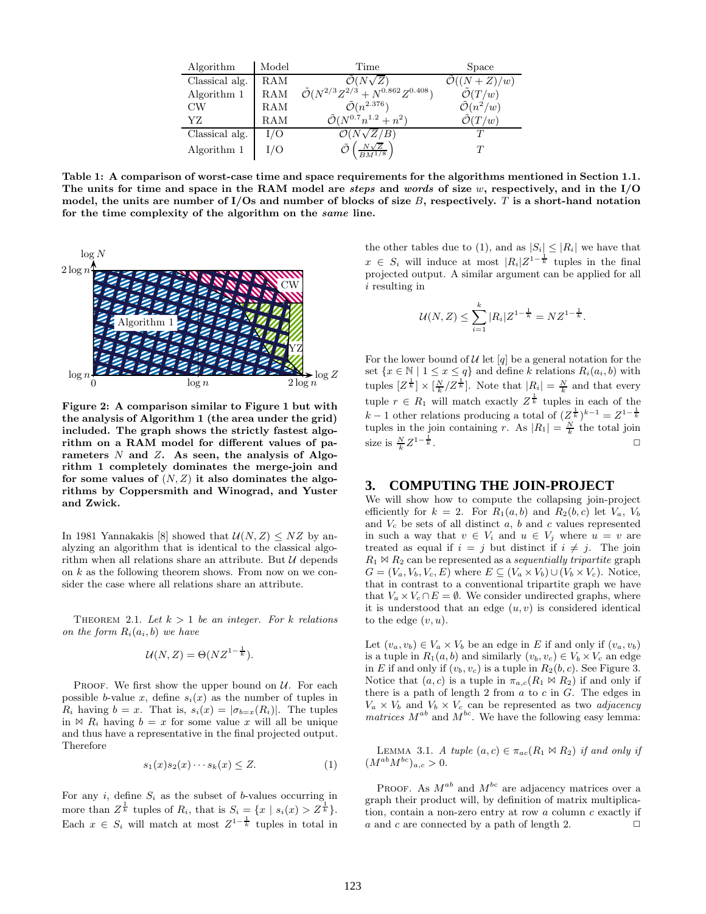| Algorithm | Model | Time | Space |
|---|---|---|---|
| Classical alg. | RAM | $\tilde{\mathcal{O}}(N\sqrt{Z})$ | $\tilde{\mathcal{O}}((N+Z)/w)$ |
| Algorithm 1 | RAM | $\tilde{\mathcal{O}}(N^{2/3}Z^{2/3} + N^{0.862}Z^{0.408})$ | $\tilde{\mathcal{O}}(T/w)$ |
| CW | RAM | $\tilde{\mathcal{O}}(n^{2.376})$ | $\tilde{\mathcal{O}}(n^2/w)$ |
| YZ | RAM | $\tilde{\mathcal{O}}(N^{0.7}n^{1.2} + n^2)$ | $\tilde{\mathcal{O}}(T/w)$ |
| Classical alg. | I/O | $\mathcal{O}(N\sqrt{Z}/B)$ | $T$ |
| Algorithm 1 | I/O | $\tilde{\mathcal{O}}\left(\frac{N\sqrt{Z}}{BM^{1/8}}\right)$ | $T$ |

**Table 1: A comparison of worst-case time and space requirements for the algorithms mentioned in Section 1.1. The units for time and space in the RAM model are *steps* and *words* of size $w$, respectively, and in the I/O model, the units are number of I/Os and number of blocks of size $B$, respectively. $T$ is a short-hand notation for the time complexity of the algorithm on the *same* line.**

**Figure 2: A comparison similar to Figure 1 but with the analysis of Algorithm 1 (the area under the grid) included. The graph shows the strictly fastest algorithm on a RAM model for different values of parameters $N$ and $Z$. As seen, the analysis of Algorithm 1 completely dominates the merge-join and for some values of $(N, Z)$ it also dominates the algorithms by Coppersmith and Winograd, and Yuster and Zwick.**

In 1981 Yannakakis [8] showed that $\mathcal{U}(N,Z) \leq NZ$ by analyzing an algorithm that is identical to the classical algorithm when all relations share an attribute. But $\mathcal{U}$ depends on $k$ as the following theorem shows. From now on we consider the case where all relations share an attribute.

THEOREM 2.1. *Let $k > 1$ be an integer. For $k$ relations on the form $R_i(a_i, b)$ we have*

$$\mathcal{U}(N,Z) = \Theta(NZ^{1-\frac{1}{k}}).$$

PROOF. We first show the upper bound on $\mathcal{U}$. For each possible $b$-value $x$, define $s_i(x)$ as the number of tuples in $R_i$ having $b = x$. That is, $s_i(x) = |\sigma_{b=x}(R_i)|$. The tuples in $\bowtie R_i$ having $b = x$ for some value $x$ will all be unique and thus have a representative in the final projected output. Therefore

$$s_1(x)s_2(x)\cdots s_k(x) \leq Z. \qquad (1)$$

For any $i$, define $S_i$ as the subset of $b$-values occurring in more than $Z^{\frac{1}{k}}$ tuples of $R_i$, that is $S_i = \{x \mid s_i(x) > Z^{\frac{1}{k}}\}$. Each $x \in S_i$ will match at most $Z^{1-\frac{1}{k}}$ tuples in total in the other tables due to (1), and as $|S_i| \leq |R_i|$ we have that $x \in S_i$ will induce at most $|R_i|Z^{1-\frac{1}{k}}$ tuples in the final projected output. A similar argument can be applied for all $i$ resulting in

$$\mathcal{U}(N,Z) \leq \sum_{i=1}^{k} |R_i|Z^{1-\frac{1}{k}} = NZ^{1-\frac{1}{k}}.$$

For the lower bound of $\mathcal{U}$ let $[q]$ be a general notation for the set $\{x \in \mathbb{N} \mid 1 \leq x \leq q\}$ and define $k$ relations $R_i(a_i, b)$ with tuples $[Z^{\frac{1}{k}}] \times [\frac{N}{k}/Z^{\frac{1}{k}}]$. Note that $|R_i| = \frac{N}{k}$ and that every tuple $r \in R_1$ will match exactly $Z^{\frac{1}{k}}$ tuples in each of the $k-1$ other relations producing a total of $(Z^{\frac{1}{k}})^{k-1} = Z^{1-\frac{1}{k}}$ tuples in the join containing $r$. As $|R_1| = \frac{N}{k}$ the total join size is $\frac{N}{k}Z^{1-\frac{1}{k}}$. □

## 3. COMPUTING THE JOIN-PROJECT

We will show how to compute the collapsing join-project efficiently for $k = 2$. For $R_1(a,b)$ and $R_2(b,c)$ let $V_a$, $V_b$ and $V_c$ be sets of all distinct $a$, $b$ and $c$ values represented in such a way that $v \in V_i$ and $u \in V_j$ where $u = v$ are treated as equal if $i = j$ but distinct if $i \neq j$. The join $R_1 \bowtie R_2$ can be represented as a *sequentially tripartite* graph $G = (V_a, V_b, V_c, E)$ where $E \subseteq (V_a \times V_b) \cup (V_b \times V_c)$. Notice, that in contrast to a conventional tripartite graph we have that $V_a \times V_c \cap E = \emptyset$. We consider undirected graphs, where it is understood that an edge $(u,v)$ is considered identical to the edge $(v,u)$.

Let $(v_a, v_b) \in V_a \times V_b$ be an edge in $E$ if and only if $(v_a, v_b)$ is a tuple in $R_1(a,b)$ and similarly $(v_b, v_c) \in V_b \times V_c$ an edge in $E$ if and only if $(v_b, v_c)$ is a tuple in $R_2(b,c)$. See Figure 3. Notice that $(a,c)$ is a tuple in $\pi_{a,c}(R_1 \bowtie R_2)$ if and only if there is a path of length 2 from $a$ to $c$ in $G$. The edges in $V_a \times V_b$ and $V_b \times V_c$ can be represented as two *adjacency matrices* $M^{ab}$ and $M^{bc}$. We have the following easy lemma:

LEMMA 3.1. *A tuple $(a,c) \in \pi_{ac}(R_1 \bowtie R_2)$ if and only if $(M^{ab}M^{bc})_{a,c} > 0$.*

PROOF. As $M^{ab}$ and $M^{bc}$ are adjacency matrices over a graph their product will, by definition of matrix multiplication, contain a non-zero entry at row $a$ column $c$ exactly if $a$ and $c$ are connected by a path of length 2. □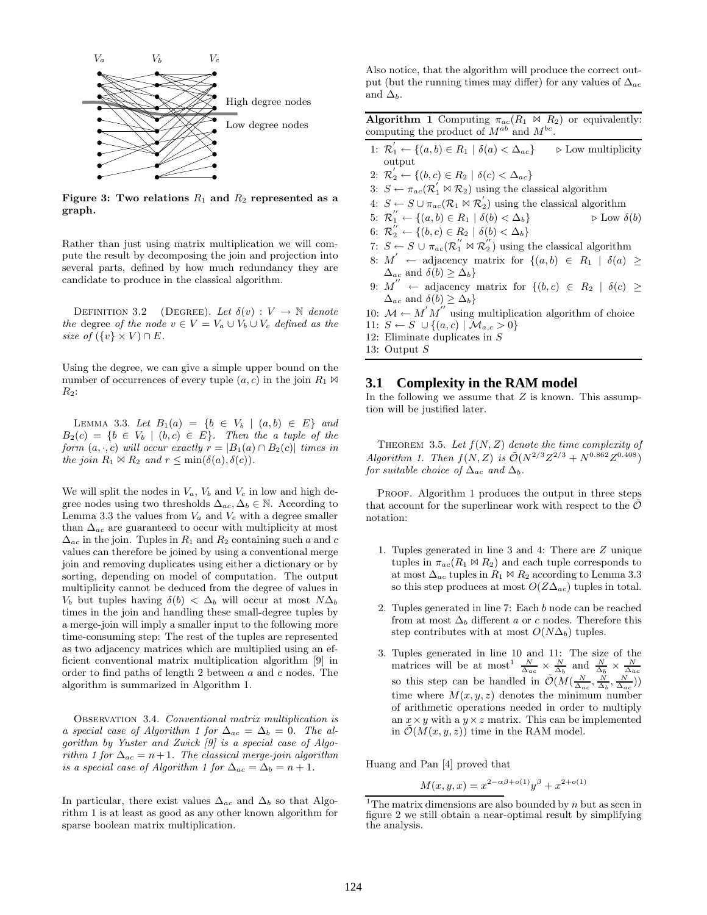Figure 3: Two relations $R_1$ and $R_2$ represented as a graph.

Rather than just using matrix multiplication we will compute the result by decomposing the join and projection into several parts, defined by how much redundancy they are candidate to produce in the classical algorithm.

DEFINITION 3.2 (DEGREE). *Let $\delta(v) : V \to \mathbb{N}$ denote the* degree *of the node $v \in V = V_a \cup V_b \cup V_c$ defined as the size of $(\{v\} \times V) \cap E$.*

Using the degree, we can give a simple upper bound on the number of occurrences of every tuple $(a, c)$ in the join $R_1 \bowtie R_2$:

LEMMA 3.3. *Let $B_1(a) = \{b \in V_b \mid (a, b) \in E\}$ and $B_2(c) = \{b \in V_b \mid (b, c) \in E\}$. Then the a tuple of the form $(a, \cdot, c)$ will occur exactly $r = |B_1(a) \cap B_2(c)|$ times in the join $R_1 \bowtie R_2$ and $r \leq \min(\delta(a), \delta(c))$.*

We will split the nodes in $V_a$, $V_b$ and $V_c$ in low and high degree nodes using two thresholds $\Delta_{ac}, \Delta_b \in \mathbb{N}$. According to Lemma 3.3 the values from $V_a$ and $V_c$ with a degree smaller than $\Delta_{ac}$ are guaranteed to occur with multiplicity at most $\Delta_{ac}$ in the join. Tuples in $R_1$ and $R_2$ containing such $a$ and $c$ values can therefore be joined by using a conventional merge join and removing duplicates using either a dictionary or by sorting, depending on model of computation. The output multiplicity cannot be deduced from the degree of values in $V_b$ but tuples having $\delta(b) < \Delta_b$ will occur at most $N\Delta_b$ times in the join and handling these small-degree tuples by a merge-join will imply a smaller input to the following more time-consuming step: The rest of the tuples are represented as two adjacency matrices which are multiplied using an efficient conventional matrix multiplication algorithm [9] in order to find paths of length 2 between $a$ and $c$ nodes. The algorithm is summarized in Algorithm 1.

OBSERVATION 3.4. *Conventional matrix multiplication is a special case of Algorithm 1 for $\Delta_{ac} = \Delta_b = 0$. The algorithm by Yuster and Zwick [9] is a special case of Algorithm 1 for $\Delta_{ac} = n+1$. The classical merge-join algorithm is a special case of Algorithm 1 for $\Delta_{ac} = \Delta_b = n + 1$.*

In particular, there exist values $\Delta_{ac}$ and $\Delta_b$ so that Algorithm 1 is at least as good as any other known algorithm for sparse boolean matrix multiplication.

Also notice, that the algorithm will produce the correct output (but the running times may differ) for any values of $\Delta_{ac}$ and $\Delta_b$.

**Algorithm 1** Computing $\pi_{ac}(R_1 \bowtie R_2)$ or equivalently: computing the product of $M^{ab}$ and $M^{bc}$.

1: $\mathcal{R}_1^{'} \leftarrow \{(a, b) \in R_1 \mid \delta(a) < \Delta_{ac}\}$ ▷ Low multiplicity output
2: $\mathcal{R}_2^{'} \leftarrow \{(b, c) \in R_2 \mid \delta(c) < \Delta_{ac}\}$
3: $S \leftarrow \pi_{ac}(\mathcal{R}_1^{'} \bowtie \mathcal{R}_2)$ using the classical algorithm
4: $S \leftarrow S \cup \pi_{ac}(\mathcal{R}_1 \bowtie \mathcal{R}_2^{'})$ using the classical algorithm
5: $\mathcal{R}_1^{''} \leftarrow \{(a, b) \in R_1 \mid \delta(b) < \Delta_b\}$ ▷ Low $\delta(b)$
6: $\mathcal{R}_2^{''} \leftarrow \{(b, c) \in R_2 \mid \delta(b) < \Delta_b\}$
7: $S \leftarrow S \cup \pi_{ac}(\mathcal{R}_1^{''} \bowtie \mathcal{R}_2^{''})$ using the classical algorithm
8: $M^{'} \leftarrow$ adjacency matrix for $\{(a, b) \in R_1 \mid \delta(a) \geq \Delta_{ac}$ and $\delta(b) \geq \Delta_b\}$
9: $M^{''} \leftarrow$ adjacency matrix for $\{(b, c) \in R_2 \mid \delta(c) \geq \Delta_{ac}$ and $\delta(b) \geq \Delta_b\}$
10: $\mathcal{M} \leftarrow M^{'}M^{''}$ using multiplication algorithm of choice
11: $S \leftarrow S \cup \{(a, c) \mid \mathcal{M}_{a,c} > 0\}$
12: Eliminate duplicates in $S$
13: Output $S$

## 3.1 Complexity in the RAM model

In the following we assume that $Z$ is known. This assumption will be justified later.

THEOREM 3.5. *Let $f(N, Z)$ denote the time complexity of Algorithm 1. Then $f(N, Z)$ is $\tilde{\mathcal{O}}(N^{2/3}Z^{2/3} + N^{0.862}Z^{0.408})$ for suitable choice of $\Delta_{ac}$ and $\Delta_b$.*

PROOF. Algorithm 1 produces the output in three steps that account for the superlinear work with respect to the $\tilde{\mathcal{O}}$ notation:

1. Tuples generated in line 3 and 4: There are $Z$ unique tuples in $\pi_{ac}(R_1 \bowtie R_2)$ and each tuple corresponds to at most $\Delta_{ac}$ tuples in $R_1 \bowtie R_2$ according to Lemma 3.3 so this step produces at most $O(Z\Delta_{ac})$ tuples in total.
2. Tuples generated in line 7: Each $b$ node can be reached from at most $\Delta_b$ different $a$ or $c$ nodes. Therefore this step contributes with at most $O(N\Delta_b)$ tuples.
3. Tuples generated in line 10 and 11: The size of the matrices will be at most[1] $\frac{N}{\Delta_{ac}} \times \frac{N}{\Delta_b}$ and $\frac{N}{\Delta_b} \times \frac{N}{\Delta_{ac}}$ so this step can be handled in $\tilde{\mathcal{O}}(M(\frac{N}{\Delta_{ac}}, \frac{N}{\Delta_b}, \frac{N}{\Delta_{ac}}))$ time where $M(x, y, z)$ denotes the minimum number of arithmetic operations needed in order to multiply an $x \times y$ with a $y \times z$ matrix. This can be implemented in $\tilde{\mathcal{O}}(M(x, y, z))$ time in the RAM model.

Huang and Pan [4] proved that

$$M(x, y, x) = x^{2-\alpha\beta+o(1)}y^{\beta} + x^{2+o(1)}$$

[1] The matrix dimensions are also bounded by $n$ but as seen in figure 2 we still obtain a near-optimal result by simplifying the analysis.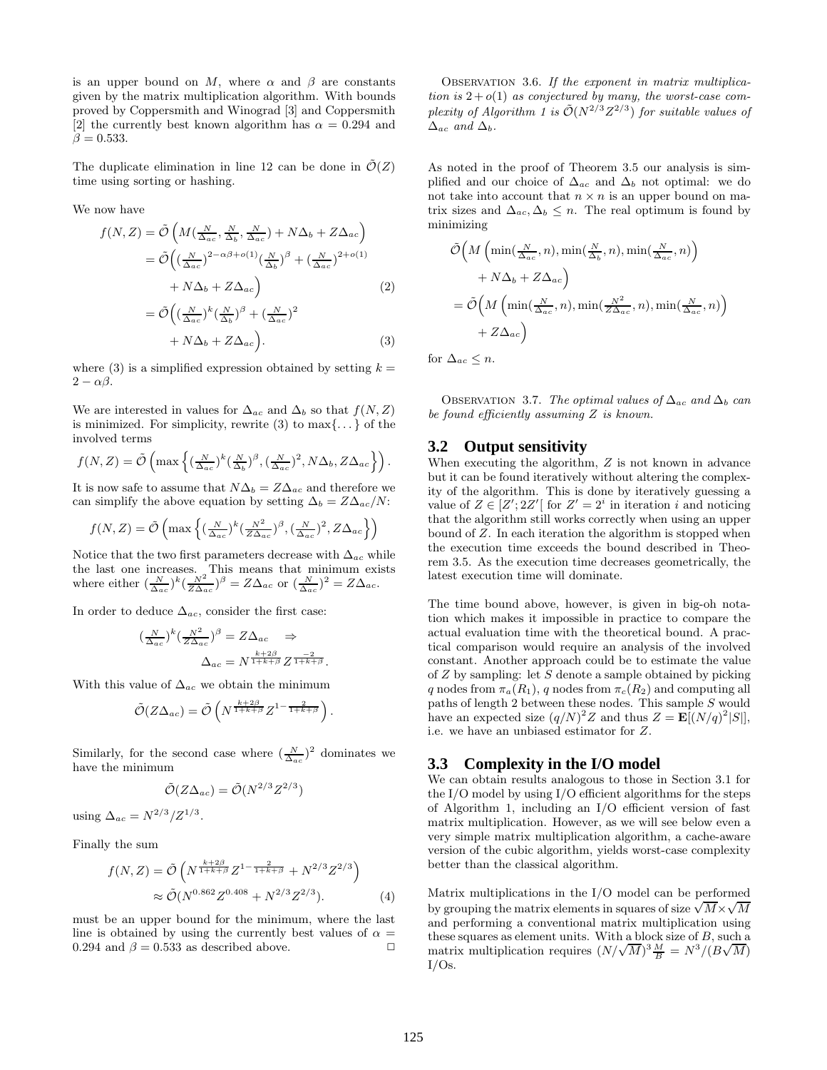is an upper bound on $M$, where $\alpha$ and $\beta$ are constants given by the matrix multiplication algorithm. With bounds proved by Coppersmith and Winograd [3] and Coppersmith [2] the currently best known algorithm has $\alpha = 0.294$ and $\beta = 0.533$.

The duplicate elimination in line 12 can be done in $\tilde{\mathcal{O}}(Z)$ time using sorting or hashing.

We now have

$$
\begin{aligned}
f(N,Z) &= \tilde{\mathcal{O}}\left(M(\tfrac{N}{\Delta_{ac}}, \tfrac{N}{\Delta_b}, \tfrac{N}{\Delta_{ac}}) + N\Delta_b + Z\Delta_{ac}\right) \\
&= \tilde{\mathcal{O}}\Big((\tfrac{N}{\Delta_{ac}})^{2-\alpha\beta+o(1)}(\tfrac{N}{\Delta_b})^{\beta} + (\tfrac{N}{\Delta_{ac}})^{2+o(1)} \\
&\qquad + N\Delta_b + Z\Delta_{ac}\Big) \qquad (2) \\
&= \tilde{\mathcal{O}}\Big((\tfrac{N}{\Delta_{ac}})^{k}(\tfrac{N}{\Delta_b})^{\beta} + (\tfrac{N}{\Delta_{ac}})^{2} \\
&\qquad + N\Delta_b + Z\Delta_{ac}\Big). \qquad (3)
\end{aligned}
$$

where (3) is a simplified expression obtained by setting $k = 2 - \alpha\beta$.

We are interested in values for $\Delta_{ac}$ and $\Delta_b$ so that $f(N,Z)$ is minimized. For simplicity, rewrite (3) to $\max\{\dots\}$ of the involved terms

$$
f(N,Z) = \tilde{\mathcal{O}}\left(\max\left\{(\tfrac{N}{\Delta_{ac}})^{k}(\tfrac{N}{\Delta_b})^{\beta}, (\tfrac{N}{\Delta_{ac}})^{2}, N\Delta_b, Z\Delta_{ac}\right\}\right).
$$

It is now safe to assume that $N\Delta_b = Z\Delta_{ac}$ and therefore we can simplify the above equation by setting $\Delta_b = Z\Delta_{ac}/N$:

$$
f(N,Z) = \tilde{\mathcal{O}}\left(\max\left\{(\tfrac{N}{\Delta_{ac}})^{k}(\tfrac{N^2}{Z\Delta_{ac}})^{\beta}, (\tfrac{N}{\Delta_{ac}})^{2}, Z\Delta_{ac}\right\}\right)
$$

Notice that the two first parameters decrease with $\Delta_{ac}$ while the last one increases. This means that minimum exists where either $(\frac{N}{\Delta_{ac}})^{k}(\frac{N^2}{Z\Delta_{ac}})^{\beta} = Z\Delta_{ac}$ or $(\frac{N}{\Delta_{ac}})^{2} = Z\Delta_{ac}$.

In order to deduce $\Delta_{ac}$, consider the first case:

$$
\begin{aligned}
(\tfrac{N}{\Delta_{ac}})^{k}(\tfrac{N^2}{Z\Delta_{ac}})^{\beta} = Z\Delta_{ac} \quad &\Rightarrow \\
\Delta_{ac} = N^{\frac{k+2\beta}{1+k+\beta}} Z^{\frac{-2}{1+k+\beta}}&.
\end{aligned}
$$

With this value of $\Delta_{ac}$ we obtain the minimum

$$
\tilde{\mathcal{O}}(Z\Delta_{ac}) = \tilde{\mathcal{O}}\left(N^{\frac{k+2\beta}{1+k+\beta}} Z^{1-\frac{2}{1+k+\beta}}\right).
$$

Similarly, for the second case where $(\frac{N}{\Delta_{ac}})^2$ dominates we have the minimum

$$
\tilde{\mathcal{O}}(Z\Delta_{ac}) = \tilde{\mathcal{O}}(N^{2/3}Z^{2/3})
$$

using $\Delta_{ac} = N^{2/3}/Z^{1/3}$.

Finally the sum

$$
\begin{aligned}
f(N,Z) &= \tilde{\mathcal{O}}\left(N^{\frac{k+2\beta}{1+k+\beta}} Z^{1-\frac{2}{1+k+\beta}} + N^{2/3}Z^{2/3}\right) \\
&\approx \tilde{\mathcal{O}}(N^{0.862}Z^{0.408} + N^{2/3}Z^{2/3}). \qquad (4)
\end{aligned}
$$

must be an upper bound for the minimum, where the last line is obtained by using the currently best values of $\alpha = 0.294$ and $\beta = 0.533$ as described above. □

Observation 3.6. *If the exponent in matrix multiplication is $2 + o(1)$ as conjectured by many, the worst-case complexity of Algorithm 1 is $\tilde{\mathcal{O}}(N^{2/3}Z^{2/3})$ for suitable values of $\Delta_{ac}$ and $\Delta_b$.*

As noted in the proof of Theorem 3.5 our analysis is simplified and our choice of $\Delta_{ac}$ and $\Delta_b$ not optimal: we do not take into account that $n \times n$ is an upper bound on matrix sizes and $\Delta_{ac}, \Delta_b \leq n$. The real optimum is found by minimizing

$$
\begin{aligned}
&\tilde{\mathcal{O}}\Big(M\left(\min(\tfrac{N}{\Delta_{ac}}, n), \min(\tfrac{N}{\Delta_b}, n), \min(\tfrac{N}{\Delta_{ac}}, n)\right) \\
&\qquad + N\Delta_b + Z\Delta_{ac}\Big) \\
&= \tilde{\mathcal{O}}\Big(M\left(\min(\tfrac{N}{\Delta_{ac}}, n), \min(\tfrac{N^2}{Z\Delta_{ac}}, n), \min(\tfrac{N}{\Delta_{ac}}, n)\right) \\
&\qquad + Z\Delta_{ac}\Big)
\end{aligned}
$$

for $\Delta_{ac} \leq n$.

Observation 3.7. *The optimal values of $\Delta_{ac}$ and $\Delta_b$ can be found efficiently assuming $Z$ is known.*

## 3.2 Output sensitivity

When executing the algorithm, $Z$ is not known in advance but it can be found iteratively without altering the complexity of the algorithm. This is done by iteratively guessing a value of $Z \in [Z'; 2Z'[$ for $Z' = 2^i$ in iteration $i$ and noticing that the algorithm still works correctly when using an upper bound of $Z$. In each iteration the algorithm is stopped when the execution time exceeds the bound described in Theorem 3.5. As the execution time decreases geometrically, the latest execution time will dominate.

The time bound above, however, is given in big-oh notation which makes it impossible in practice to compare the actual evaluation time with the theoretical bound. A practical comparison would require an analysis of the involved constant. Another approach could be to estimate the value of $Z$ by sampling: let $S$ denote a sample obtained by picking $q$ nodes from $\pi_a(R_1)$, $q$ nodes from $\pi_c(R_2)$ and computing all paths of length 2 between these nodes. This sample $S$ would have an expected size $(q/N)^2 Z$ and thus $Z = \mathbf{E}[(N/q)^2|S|]$, i.e. we have an unbiased estimator for $Z$.

## 3.3 Complexity in the I/O model

We can obtain results analogous to those in Section 3.1 for the I/O model by using I/O efficient algorithms for the steps of Algorithm 1, including an I/O efficient version of fast matrix multiplication. However, as we will see below even a very simple matrix multiplication algorithm, a cache-aware version of the cubic algorithm, yields worst-case complexity better than the classical algorithm.

Matrix multiplications in the I/O model can be performed by grouping the matrix elements in squares of size $\sqrt{M}\times\sqrt{M}$ and performing a conventional matrix multiplication using these squares as element units. With a block size of $B$, such a matrix multiplication requires $(N/\sqrt{M})^3 \frac{M}{B} = N^3/(B\sqrt{M})$ I/Os.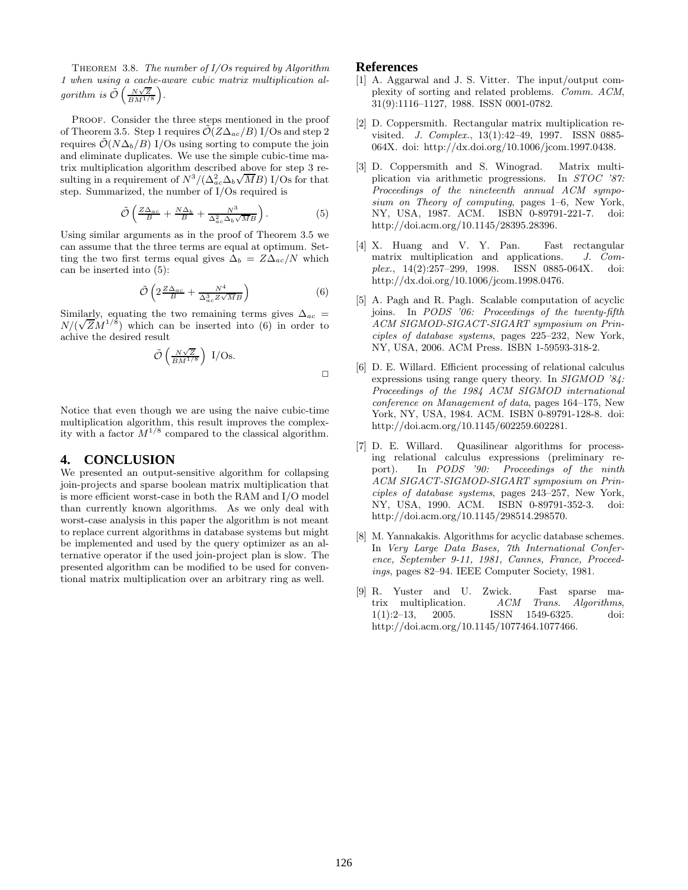THEOREM 3.8. *The number of I/Os required by Algorithm 1 when using a cache-aware cubic matrix multiplication algorithm is* $\tilde{\mathcal{O}}\left(\frac{N\sqrt{Z}}{BM^{1/8}}\right)$.

PROOF. Consider the three steps mentioned in the proof of Theorem 3.5. Step 1 requires $\tilde{\mathcal{O}}(Z\Delta_{ac}/B)$ I/Os and step 2 requires $\tilde{\mathcal{O}}(N\Delta_b/B)$ I/Os using sorting to compute the join and eliminate duplicates. We use the simple cubic-time matrix multiplication algorithm described above for step 3 resulting in a requirement of $N^3/(\Delta_{ac}^2\Delta_b\sqrt{M}B)$ I/Os for that step. Summarized, the number of I/Os required is

$$\tilde{\mathcal{O}}\left(\frac{Z\Delta_{ac}}{B} + \frac{N\Delta_b}{B} + \frac{N^3}{\Delta_{ac}^2\Delta_b\sqrt{M}B}\right). \quad (5)$$

Using similar arguments as in the proof of Theorem 3.5 we can assume that the three terms are equal at optimum. Setting the two first terms equal gives $\Delta_b = Z\Delta_{ac}/N$ which can be inserted into (5):

$$\tilde{\mathcal{O}}\left(2\frac{Z\Delta_{ac}}{B} + \frac{N^4}{\Delta_{ac}^3 Z\sqrt{M}B}\right) \quad (6)$$

Similarly, equating the two remaining terms gives $\Delta_{ac} = N/(\sqrt{Z}M^{1/8})$ which can be inserted into (6) in order to achive the desired result

$$\tilde{\mathcal{O}}\left(\frac{N\sqrt{Z}}{BM^{1/8}}\right) \text{ I/Os.}$$

□

Notice that even though we are using the naive cubic-time multiplication algorithm, this result improves the complexity with a factor $M^{1/8}$ compared to the classical algorithm.

## 4. CONCLUSION

We presented an output-sensitive algorithm for collapsing join-projects and sparse boolean matrix multiplication that is more efficient worst-case in both the RAM and I/O model than currently known algorithms. As we only deal with worst-case analysis in this paper the algorithm is not meant to replace current algorithms in database systems but might be implemented and used by the query optimizer as an alternative operator if the used join-project plan is slow. The presented algorithm can be modified to be used for conventional matrix multiplication over an arbitrary ring as well.

## References

[1] A. Aggarwal and J. S. Vitter. The input/output complexity of sorting and related problems. *Comm. ACM*, 31(9):1116–1127, 1988. ISSN 0001-0782.

[2] D. Coppersmith. Rectangular matrix multiplication revisited. *J. Complex.*, 13(1):42–49, 1997. ISSN 0885-064X. doi: http://dx.doi.org/10.1006/jcom.1997.0438.

[3] D. Coppersmith and S. Winograd. Matrix multiplication via arithmetic progressions. In *STOC '87: Proceedings of the nineteenth annual ACM symposium on Theory of computing*, pages 1–6, New York, NY, USA, 1987. ACM. ISBN 0-89791-221-7. doi: http://doi.acm.org/10.1145/28395.28396.

[4] X. Huang and V. Y. Pan. Fast rectangular matrix multiplication and applications. *J. Complex.*, 14(2):257–299, 1998. ISSN 0885-064X. doi: http://dx.doi.org/10.1006/jcom.1998.0476.

[5] A. Pagh and R. Pagh. Scalable computation of acyclic joins. In *PODS '06: Proceedings of the twenty-fifth ACM SIGMOD-SIGACT-SIGART symposium on Principles of database systems*, pages 225–232, New York, NY, USA, 2006. ACM Press. ISBN 1-59593-318-2.

[6] D. E. Willard. Efficient processing of relational calculus expressions using range query theory. In *SIGMOD '84: Proceedings of the 1984 ACM SIGMOD international conference on Management of data*, pages 164–175, New York, NY, USA, 1984. ACM. ISBN 0-89791-128-8. doi: http://doi.acm.org/10.1145/602259.602281.

[7] D. E. Willard. Quasilinear algorithms for processing relational calculus expressions (preliminary report). In *PODS '90: Proceedings of the ninth ACM SIGACT-SIGMOD-SIGART symposium on Principles of database systems*, pages 243–257, New York, NY, USA, 1990. ACM. ISBN 0-89791-352-3. doi: http://doi.acm.org/10.1145/298514.298570.

[8] M. Yannakakis. Algorithms for acyclic database schemes. In *Very Large Data Bases, 7th International Conference, September 9-11, 1981, Cannes, France, Proceedings*, pages 82–94. IEEE Computer Society, 1981.

[9] R. Yuster and U. Zwick. Fast sparse matrix multiplication. *ACM Trans. Algorithms*, 1(1):2–13, 2005. ISSN 1549-6325. doi: http://doi.acm.org/10.1145/1077464.1077466.